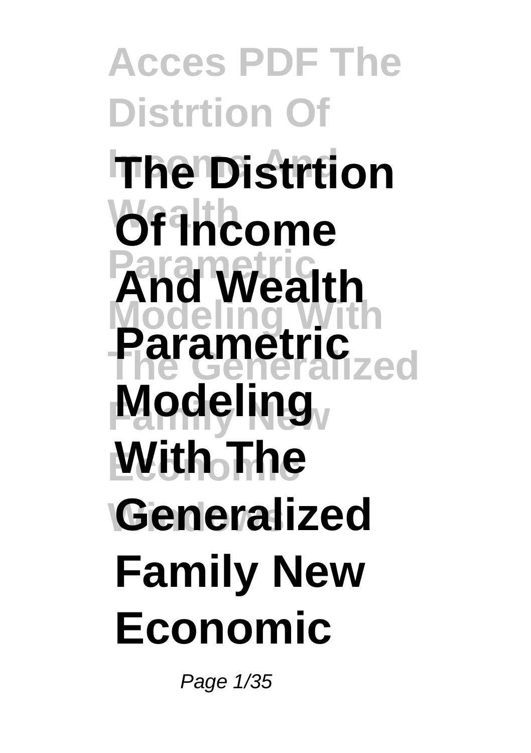# The Distrtion Of Income And Wealth Parametric Modeling With The Generalized Family New Economic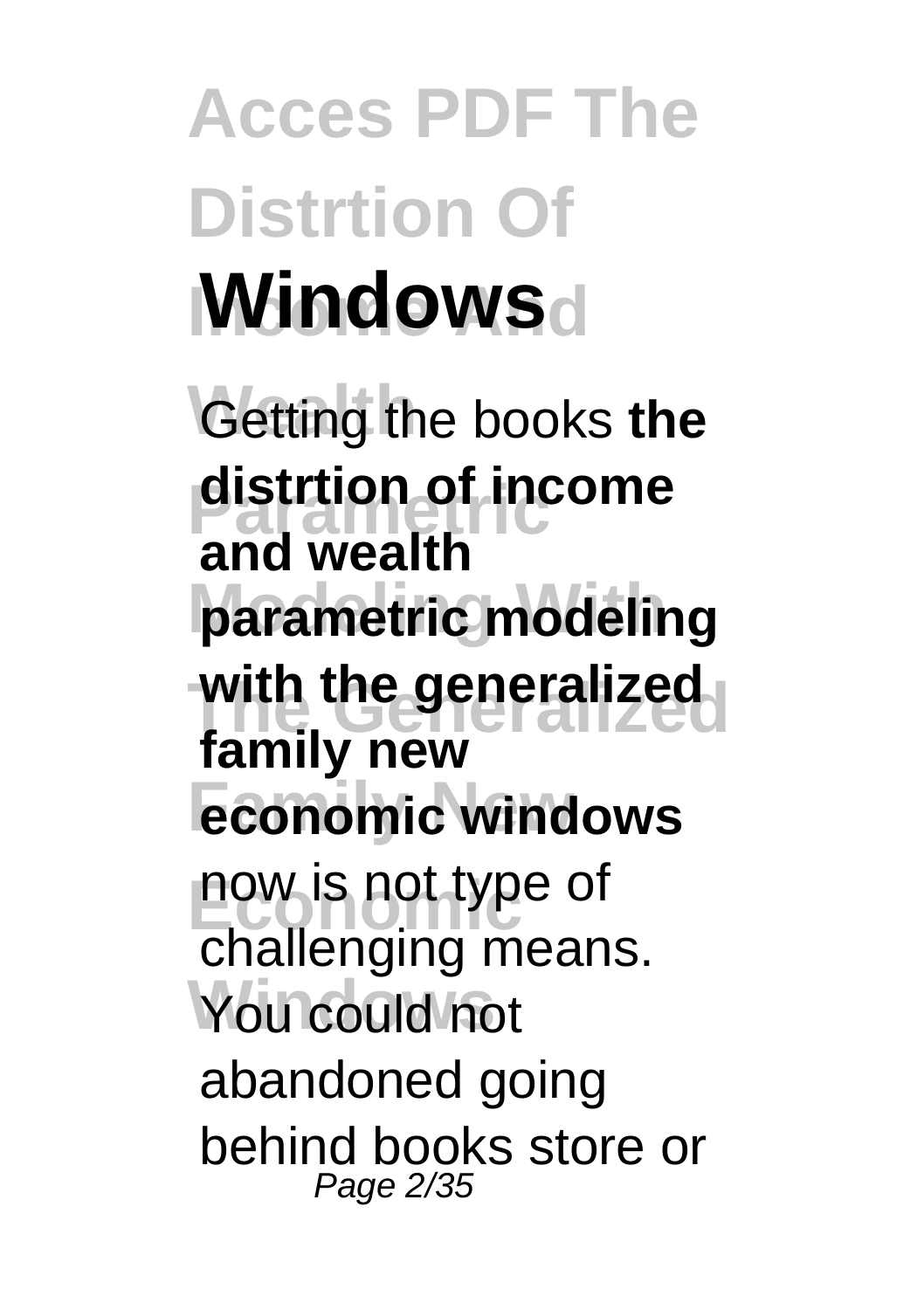Getting the books **the distrtion of income and wealth parametric modeling with the generalized family new economic windows** now is not type of challenging means. You could not abandoned going behind books store or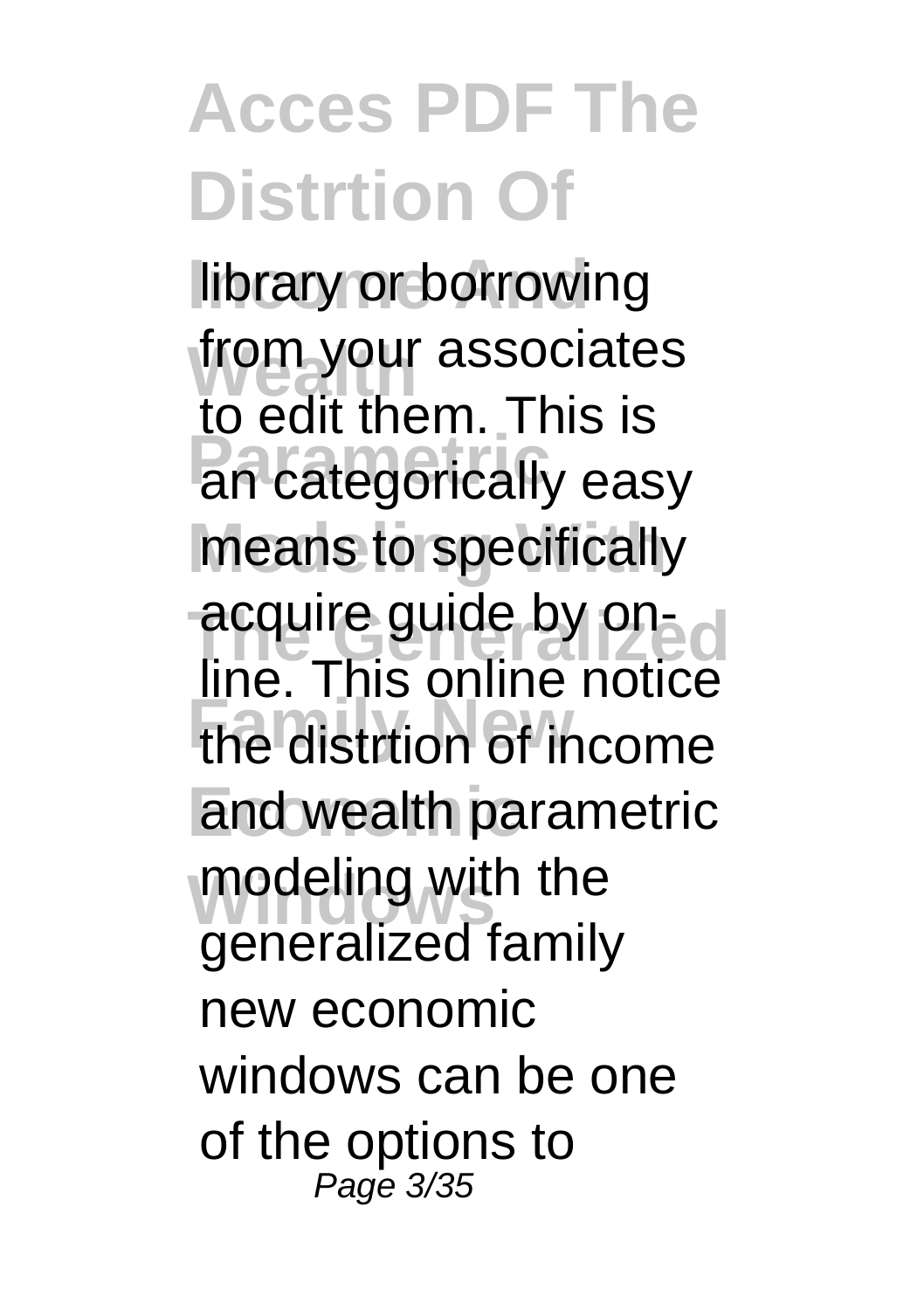library or borrowing from your associates to edit them. This is an categorically easy means to specifically acquire guide by on-line. This online notice the distrtion of income and wealth parametric modeling with the generalized family new economic windows can be one of the options to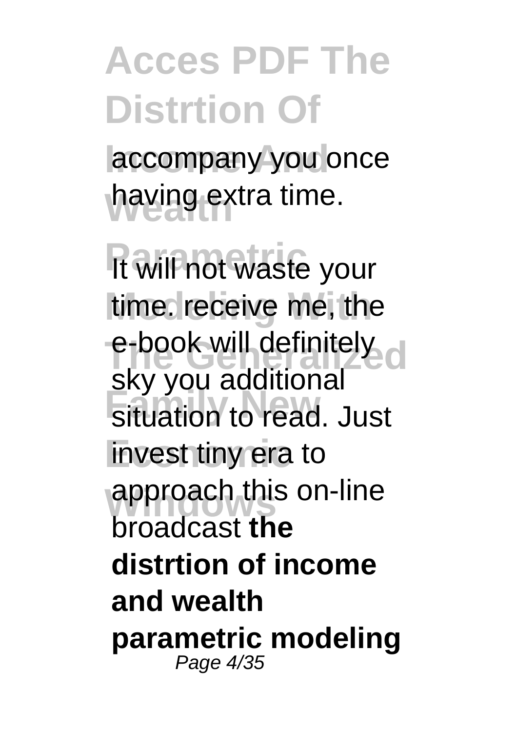accompany you once having extra time.

It will not waste your time. receive me, the e-book will definitely sky you additional situation to read. Just invest tiny era to approach this on-line broadcast **the distrtion of income and wealth parametric modeling**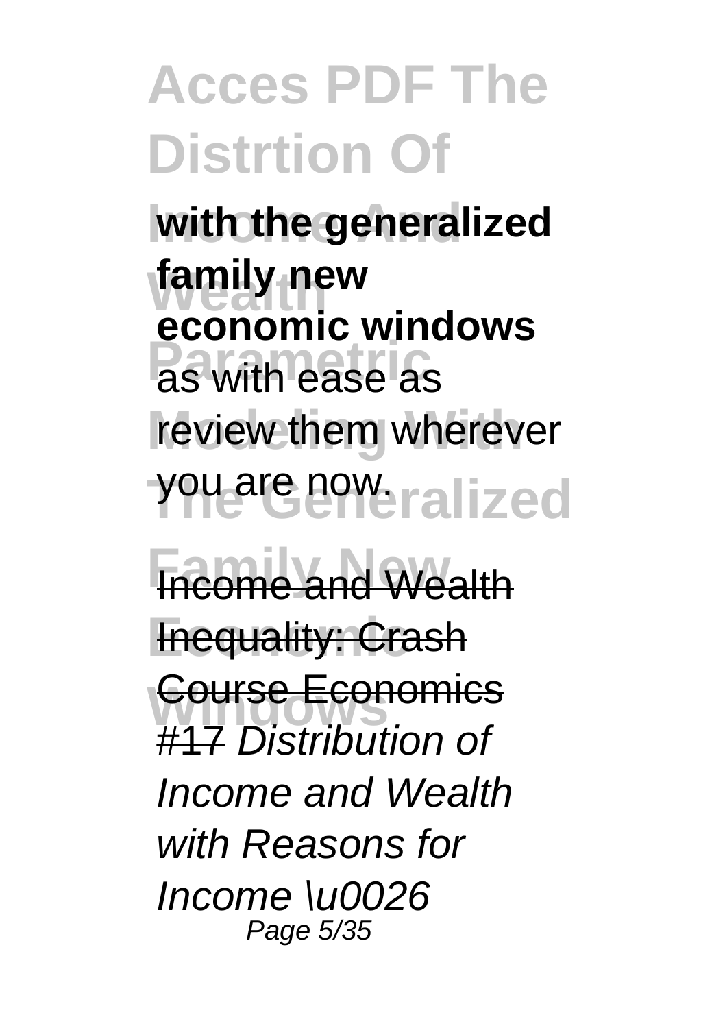**with the generalized family new economic windows** as with ease as review them wherever you are now.

~~Income and Wealth Inequality: Crash Course Economics #17~~ *Distribution of Income and Wealth with Reasons for Income \u0026*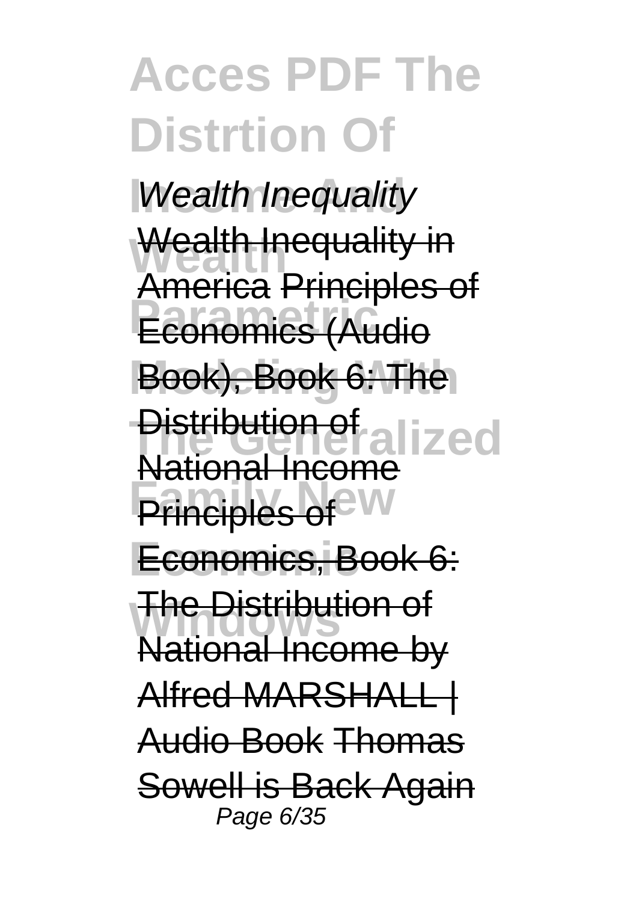*Wealth Inequality*

Wealth Inequality in America Principles of Economics (Audio Book), Book 6: The Distribution of National Income Principles of Economics, Book 6: The Distribution of National Income by Alfred MARSHALL | Audio Book Thomas Sowell is Back Again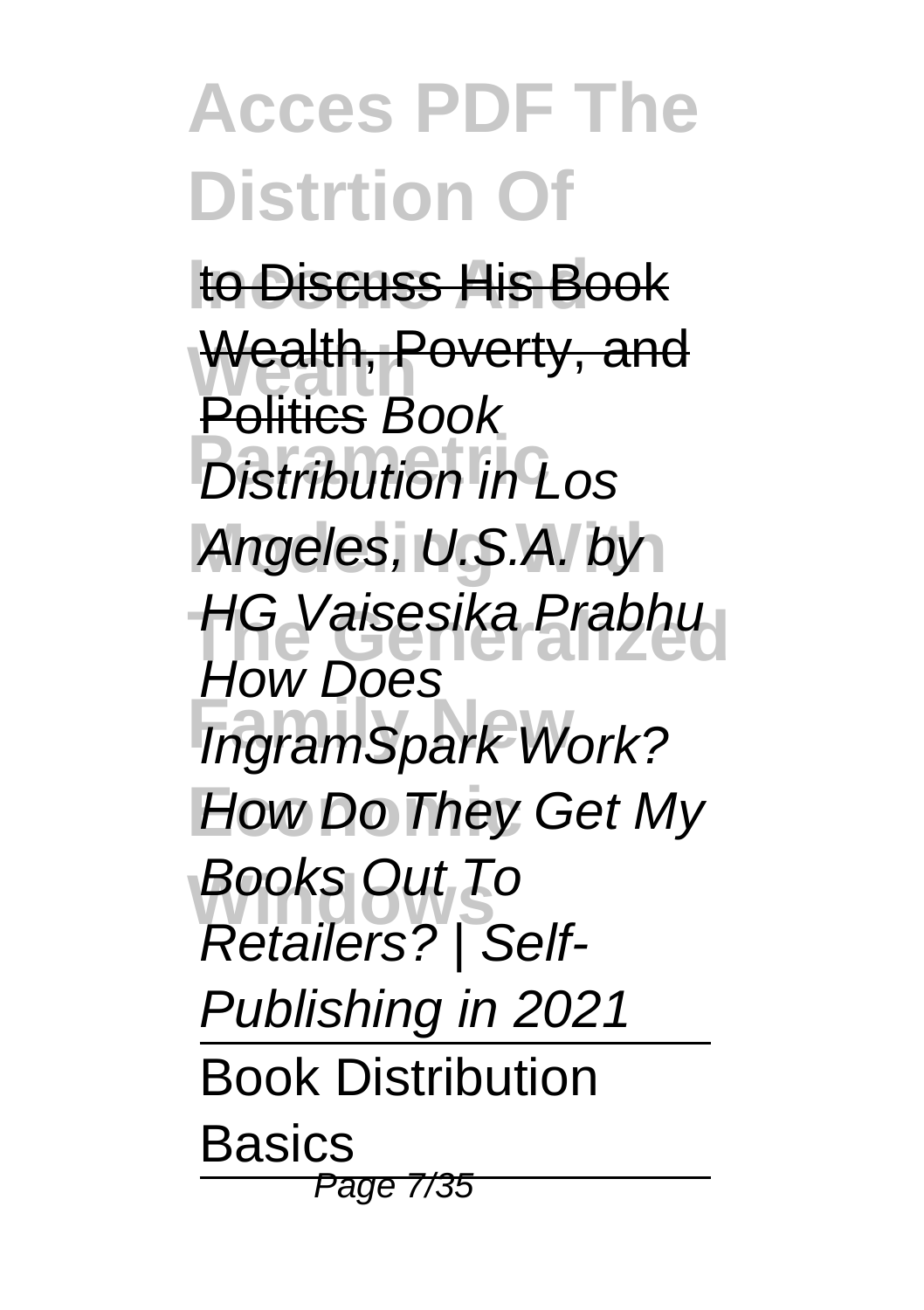to Discuss His Book Wealth, Poverty, and Politics Book Distribution in Los Angeles, U.S.A. by HG Vaisesika Prabhu How Does IngramSpark Work? How Do They Get My Books Out To Retailers? | Self-Publishing in 2021

Book Distribution Basics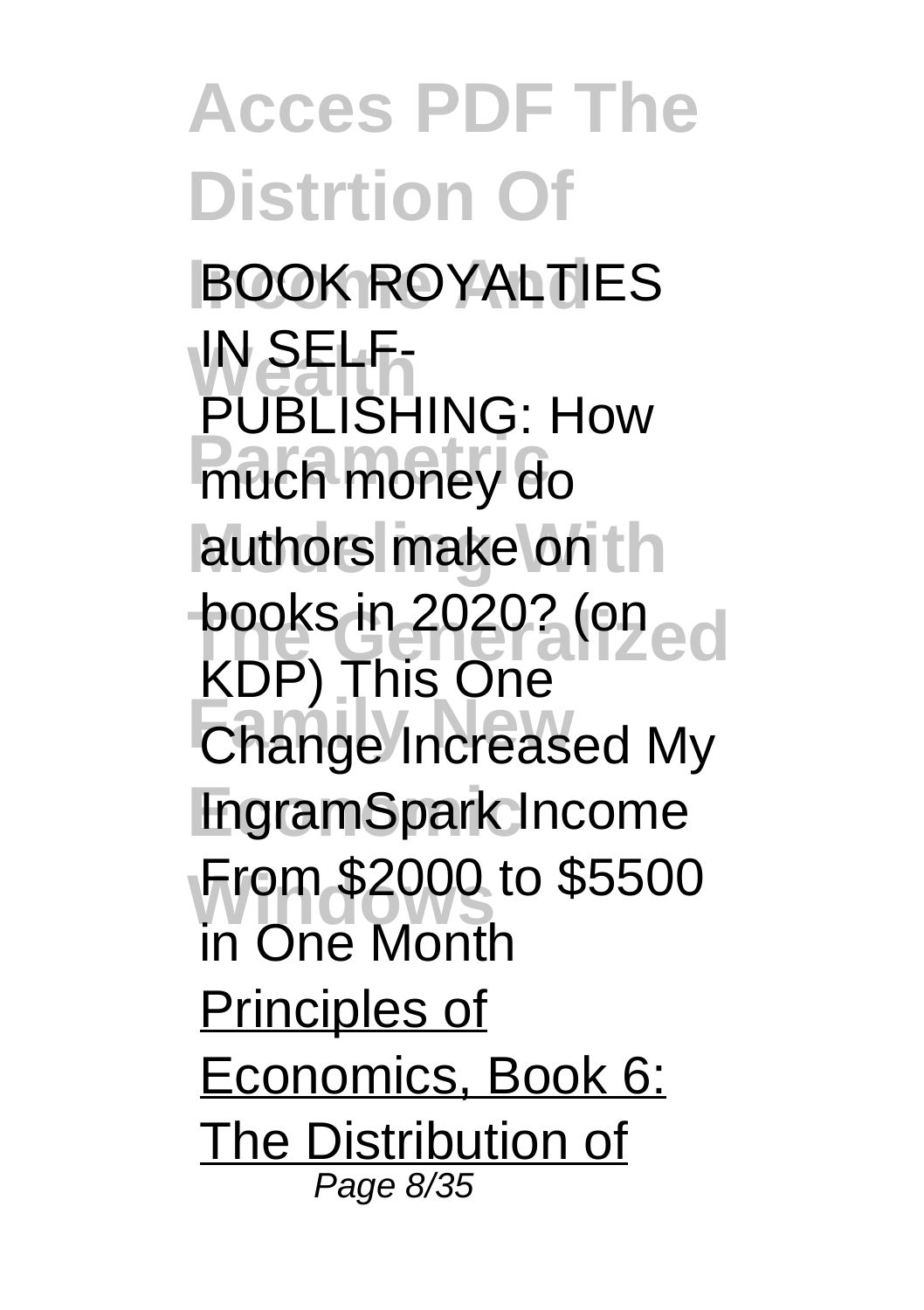BOOK ROYALTIES IN SELF-PUBLISHING: How much money do authors make on books in 2020? (on KDP) This One Change Increased My IngramSpark Income From $2000 to $5500 in One Month Principles of Economics, Book 6: The Distribution of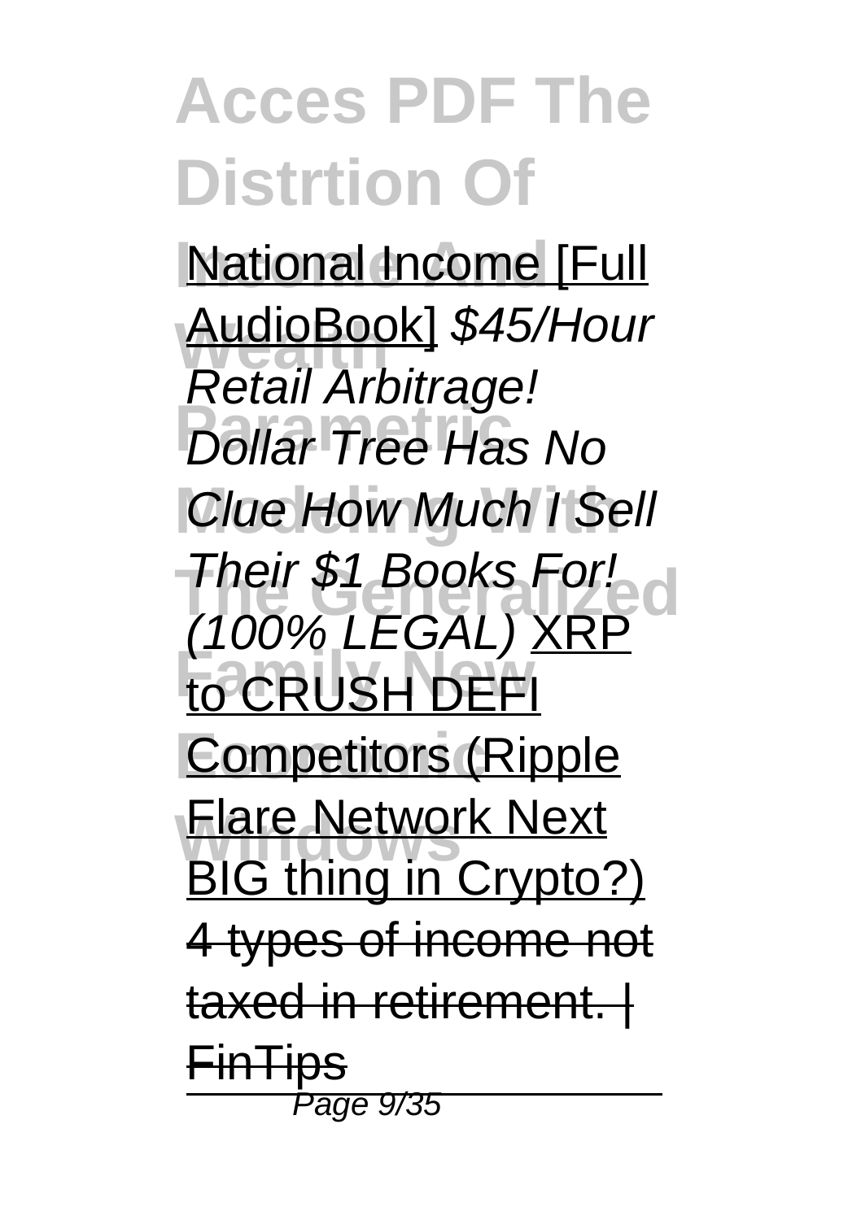National Income [Full AudioBook] *$45/Hour Retail Arbitrage! Dollar Tree Has No Clue How Much I Sell Their $1 Books For! (100% LEGAL)* XRP to CRUSH DEFI Competitors (Ripple Flare Network Next BIG thing in Crypto?) ~~4 types of income not taxed in retirement. | FinTips~~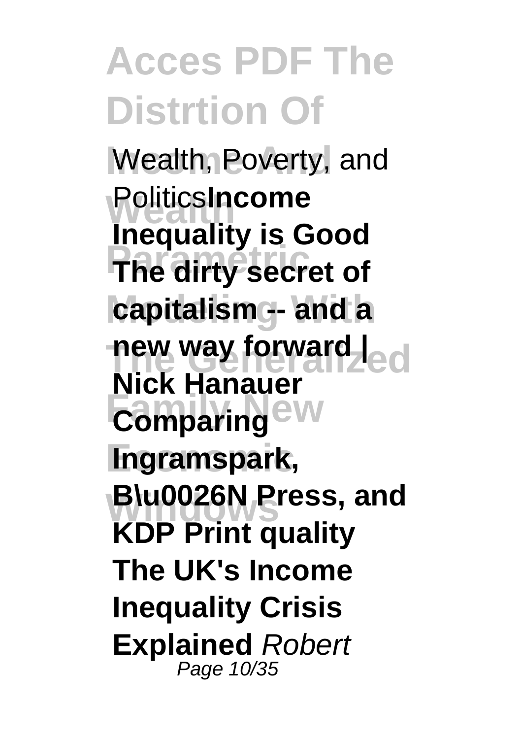Wealth, Poverty, and Politics**Income Inequality is Good The dirty secret of capitalism -- and a new way forward | Nick Hanauer Comparing Ingramspark, B\u0026N Press, and KDP Print quality The UK's Income Inequality Crisis Explained** *Robert*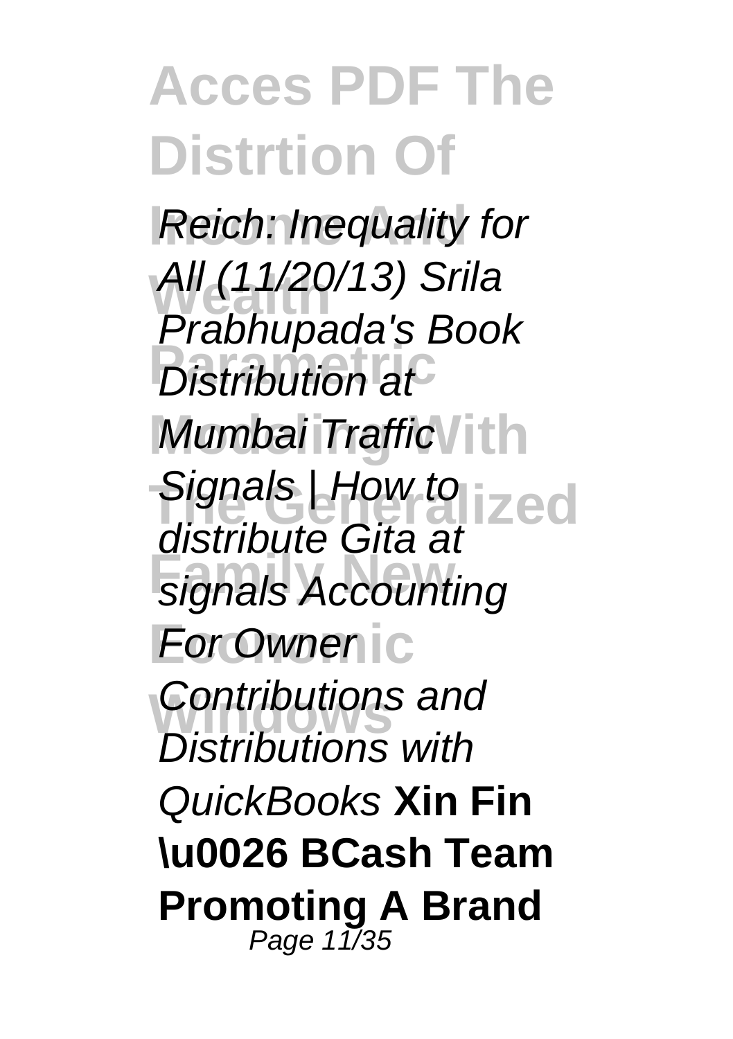*Reich: Inequality for All (11/20/13)* *Srila Prabhupada's Book Distribution at Mumbai Traffic Signals | How to distribute Gita at signals* *Accounting For Owner Contributions and Distributions with QuickBooks* **Xin Fin \u0026 BCash Team Promoting A Brand**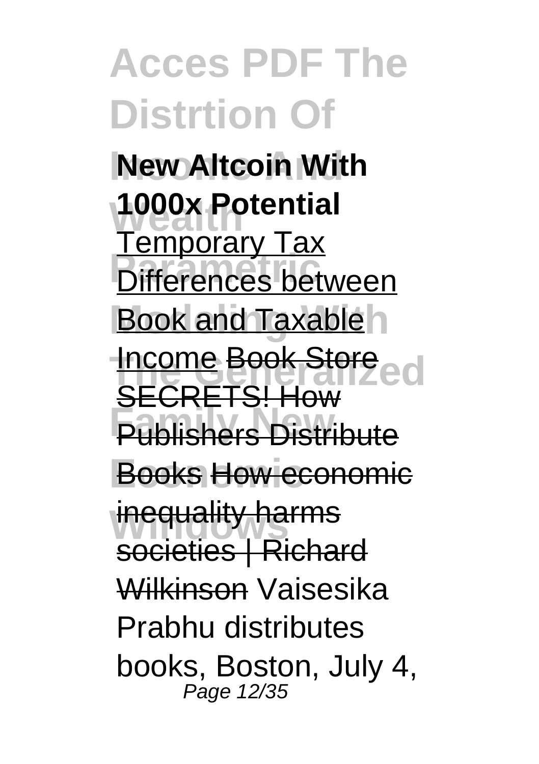**New Altcoin With 1000x Potential** Temporary Tax Differences between Book and Taxable Income Book Store SECRETS! How Publishers Distribute Books How economic inequality harms societies | Richard Wilkinson Vaisesika Prabhu distributes books, Boston, July 4,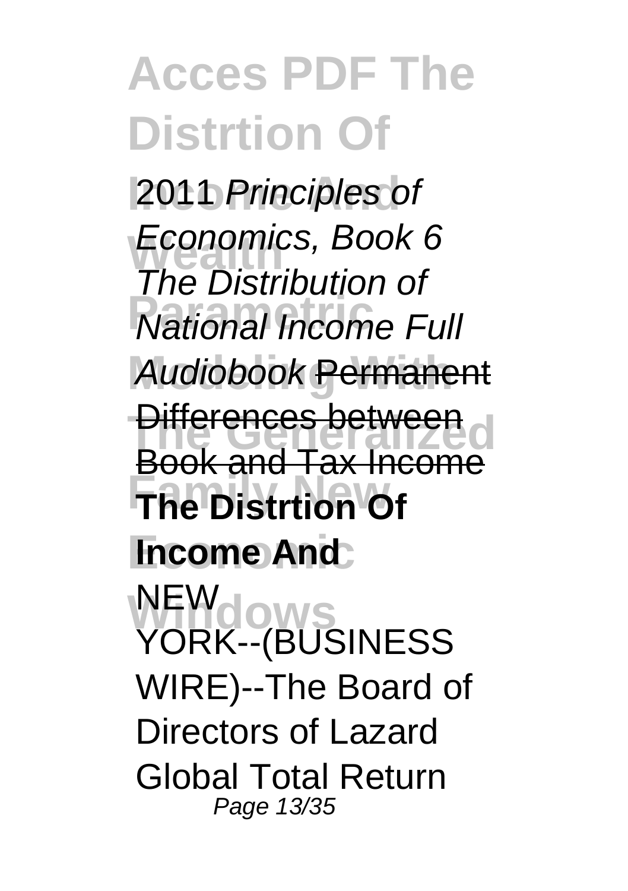2011 *Principles of Economics, Book 6* The Distribution of National Income Full Audiobook Permanent Differences between Book and Tax Income **The Distrtion Of Income And**

NEW YORK--(BUSINESS WIRE)--The Board of Directors of Lazard Global Total Return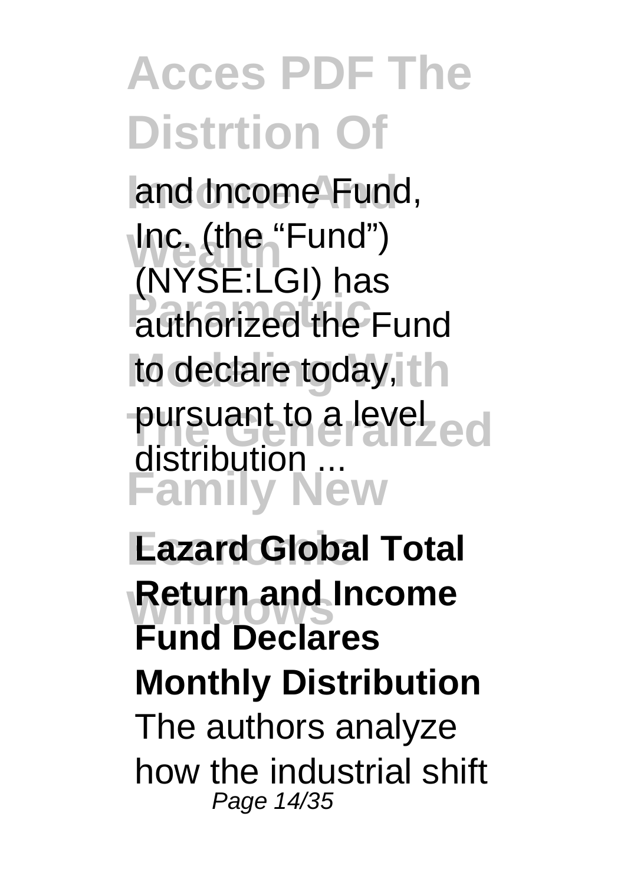and Income Fund, Inc. (the "Fund") (NYSE:LGI) has authorized the Fund to declare today, pursuant to a level distribution ...

**Lazard Global Total Return and Income Fund Declares Monthly Distribution**

The authors analyze how the industrial shift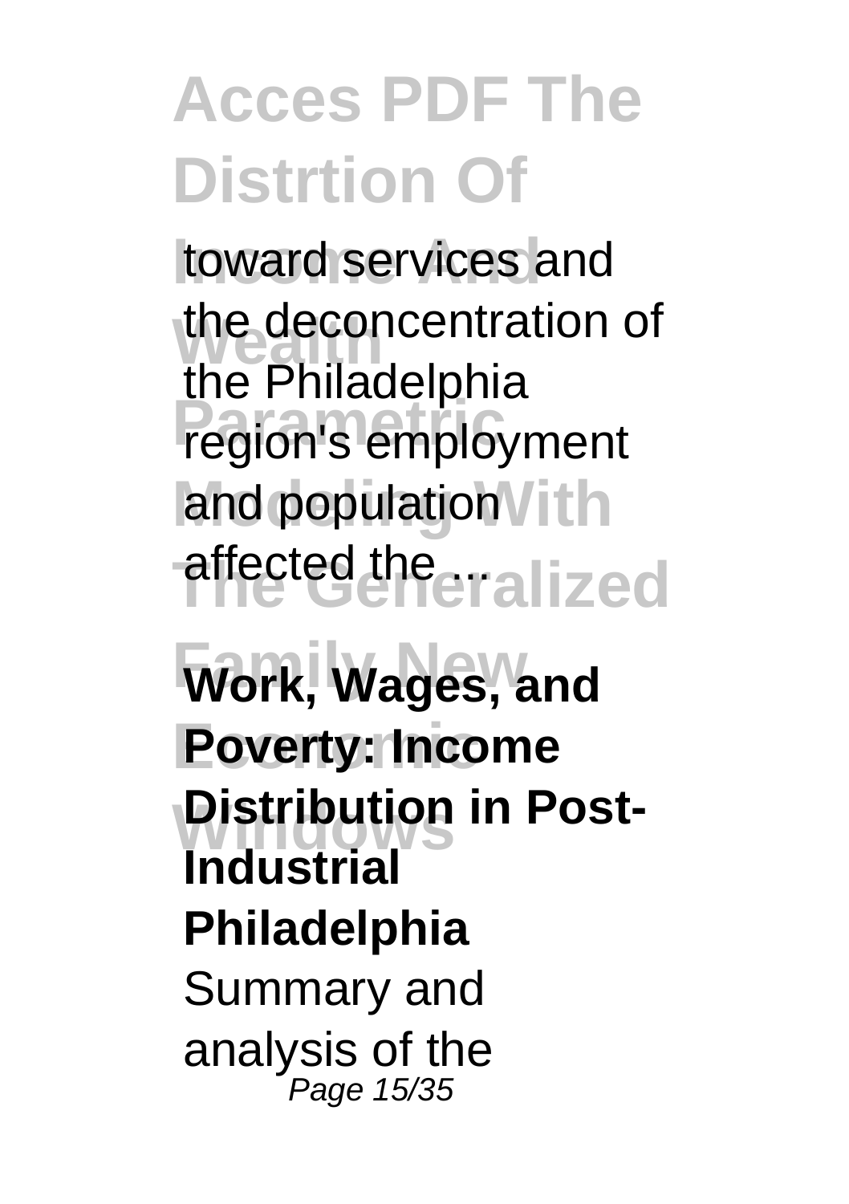toward services and the deconcentration of the Philadelphia region's employment and population affected the ...

**Work, Wages, and Poverty: Income Distribution in Post-Industrial Philadelphia**

Summary and analysis of the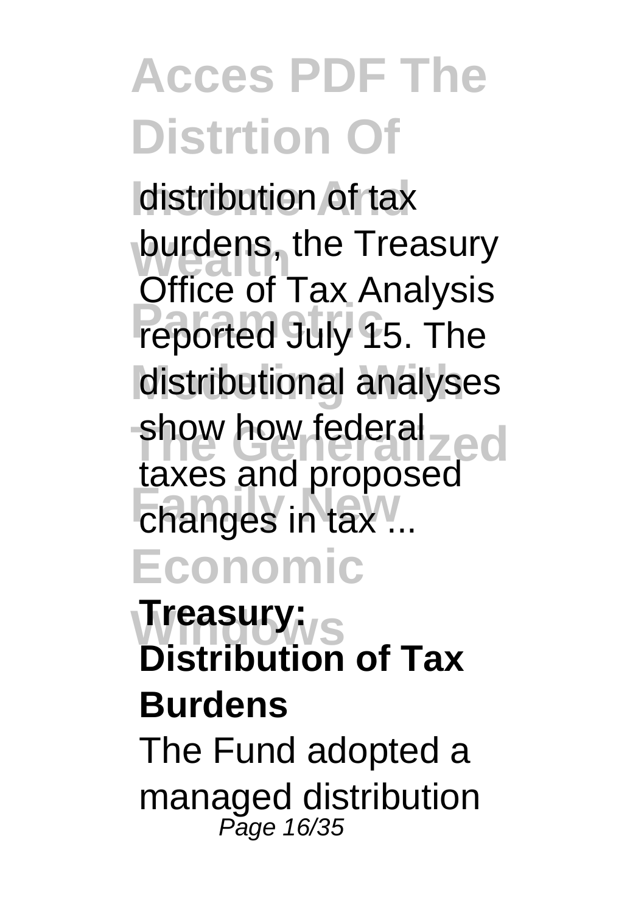distribution of tax burdens, the Treasury Office of Tax Analysis reported July 15. The distributional analyses show how federal taxes and proposed changes in tax ...

**Treasury: Distribution of Tax Burdens**

The Fund adopted a managed distribution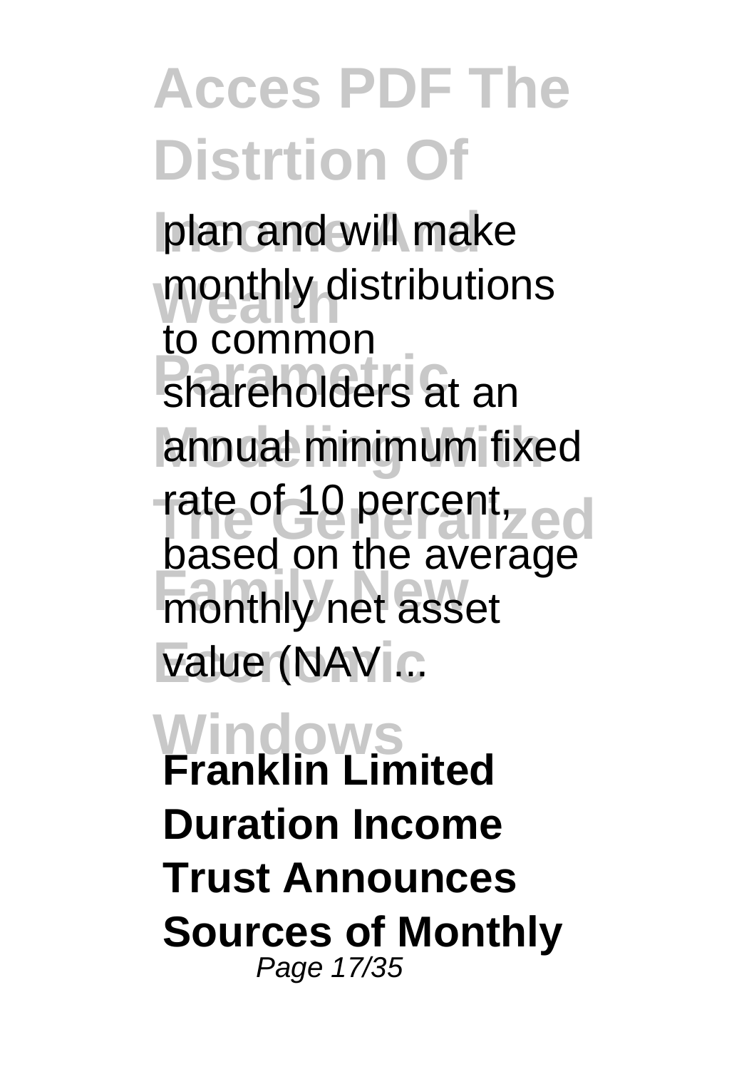plan and will make monthly distributions to common shareholders at an annual minimum fixed rate of 10 percent, based on the average monthly net asset value (NAV ...

**Franklin Limited Duration Income Trust Announces Sources of Monthly**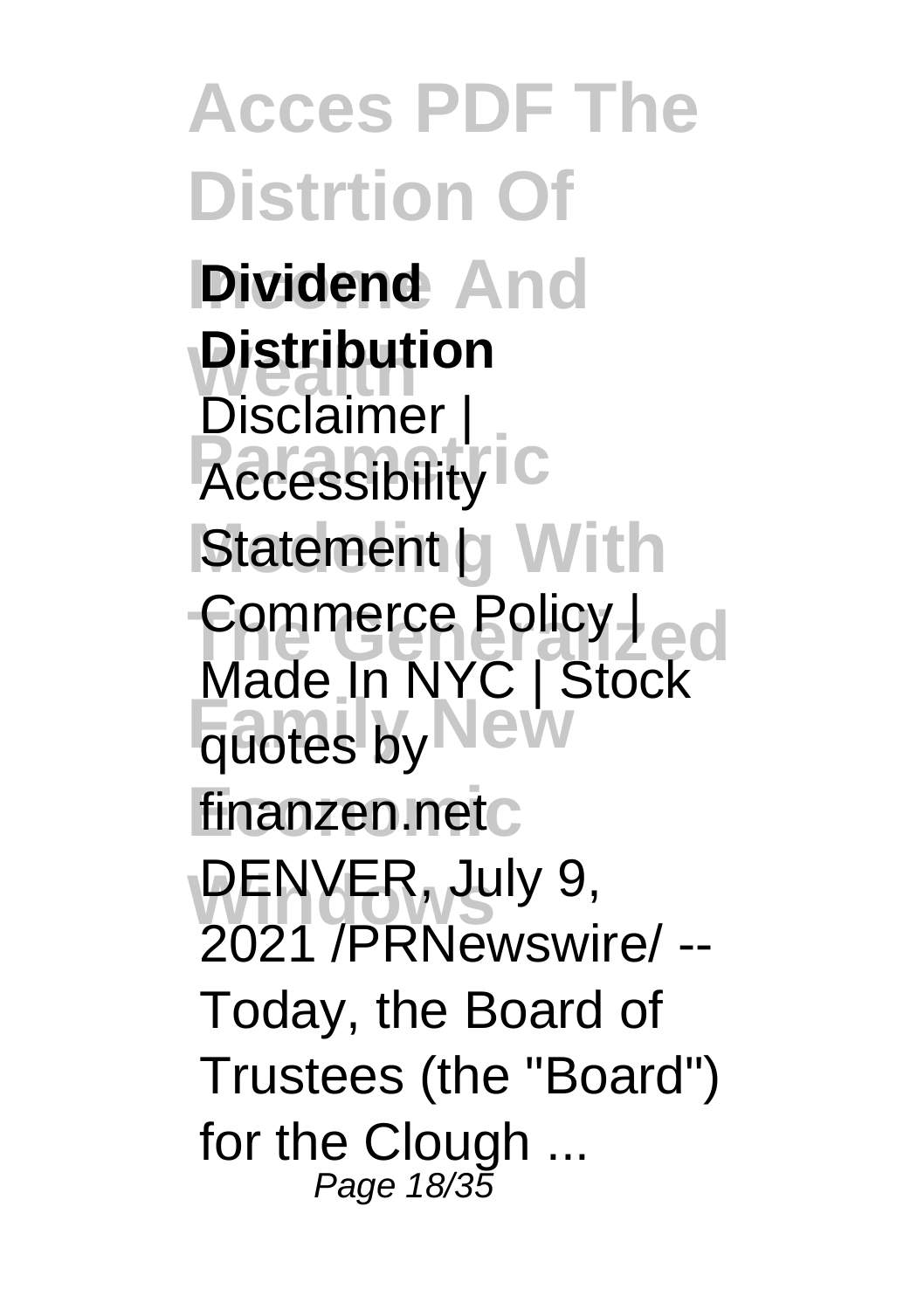**Dividend Distribution**
Disclaimer | Accessibility Statement | Commerce Policy | Made In NYC | Stock quotes by finanzen.net DENVER, July 9, 2021 /PRNewswire/ -- Today, the Board of Trustees (the "Board") for the Clough ...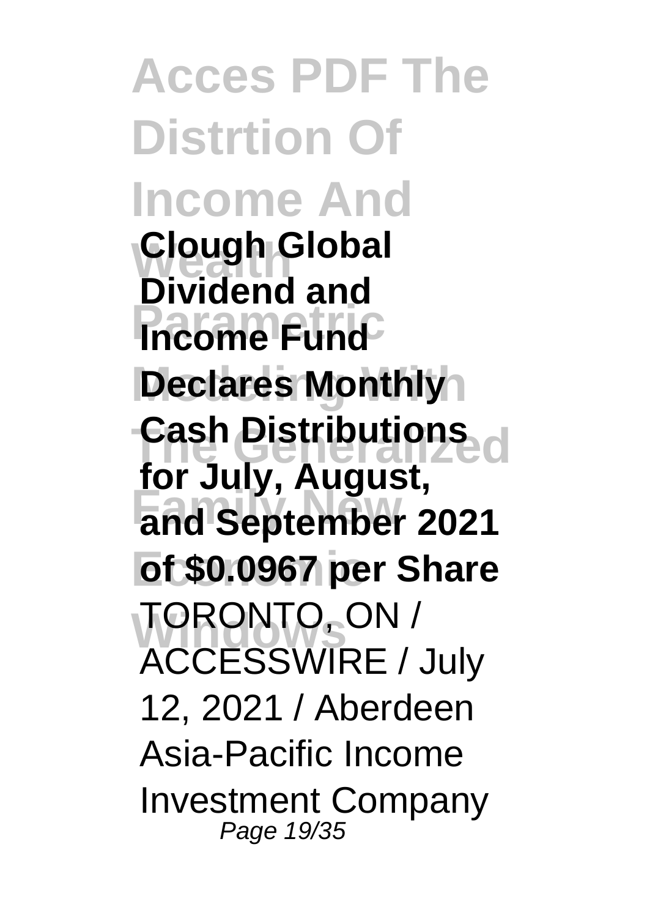**Clough Global Dividend and Income Fund Declares Monthly Cash Distributions for July, August, and September 2021 of $0.0967 per Share**

TORONTO, ON / ACCESSWIRE / July 12, 2021 / Aberdeen Asia-Pacific Income Investment Company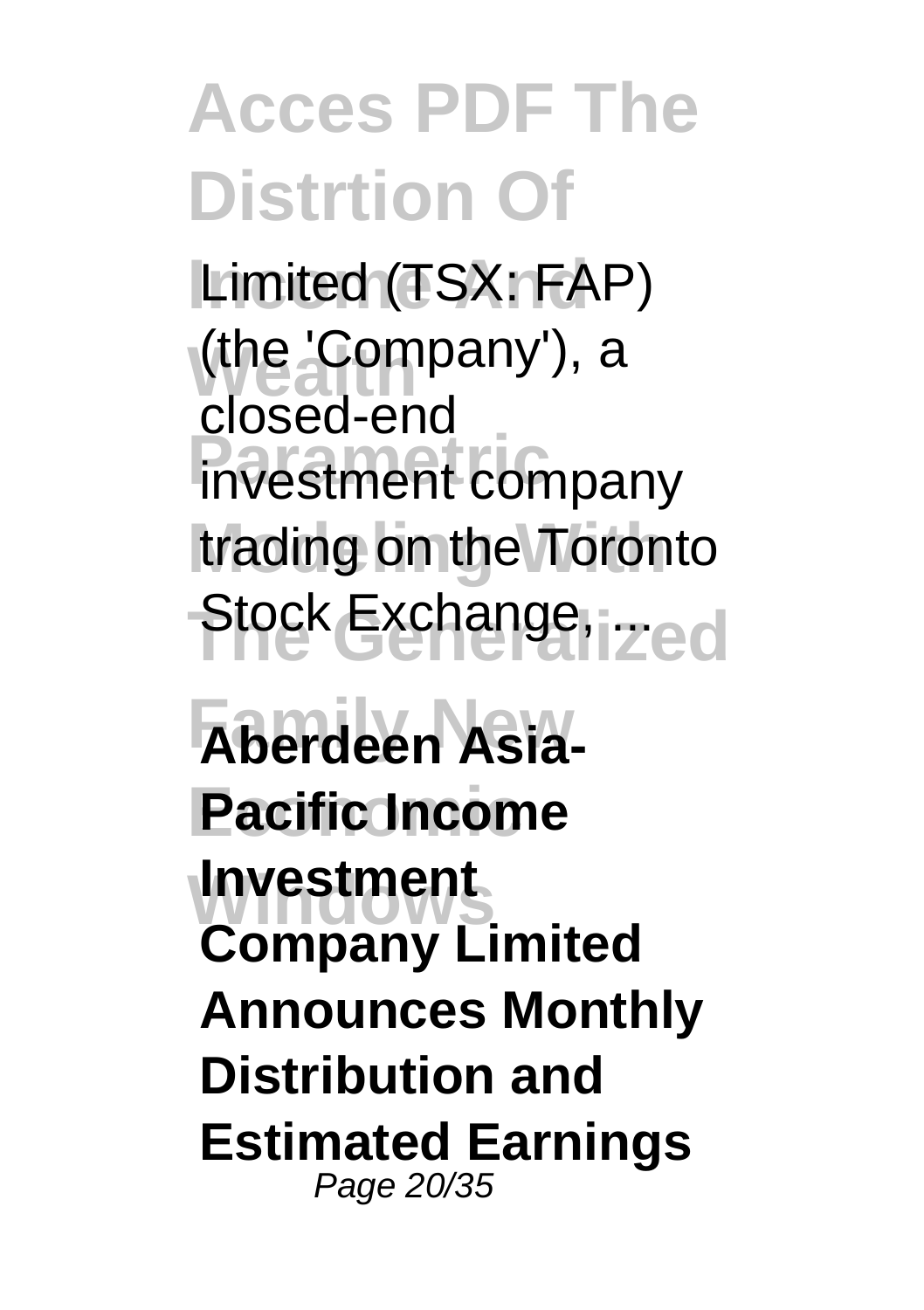Limited (TSX: FAP) (the 'Company'), a closed-end investment company trading on the Toronto Stock Exchange, ...

**Aberdeen Asia-Pacific Income Investment Company Limited Announces Monthly Distribution and Estimated Earnings**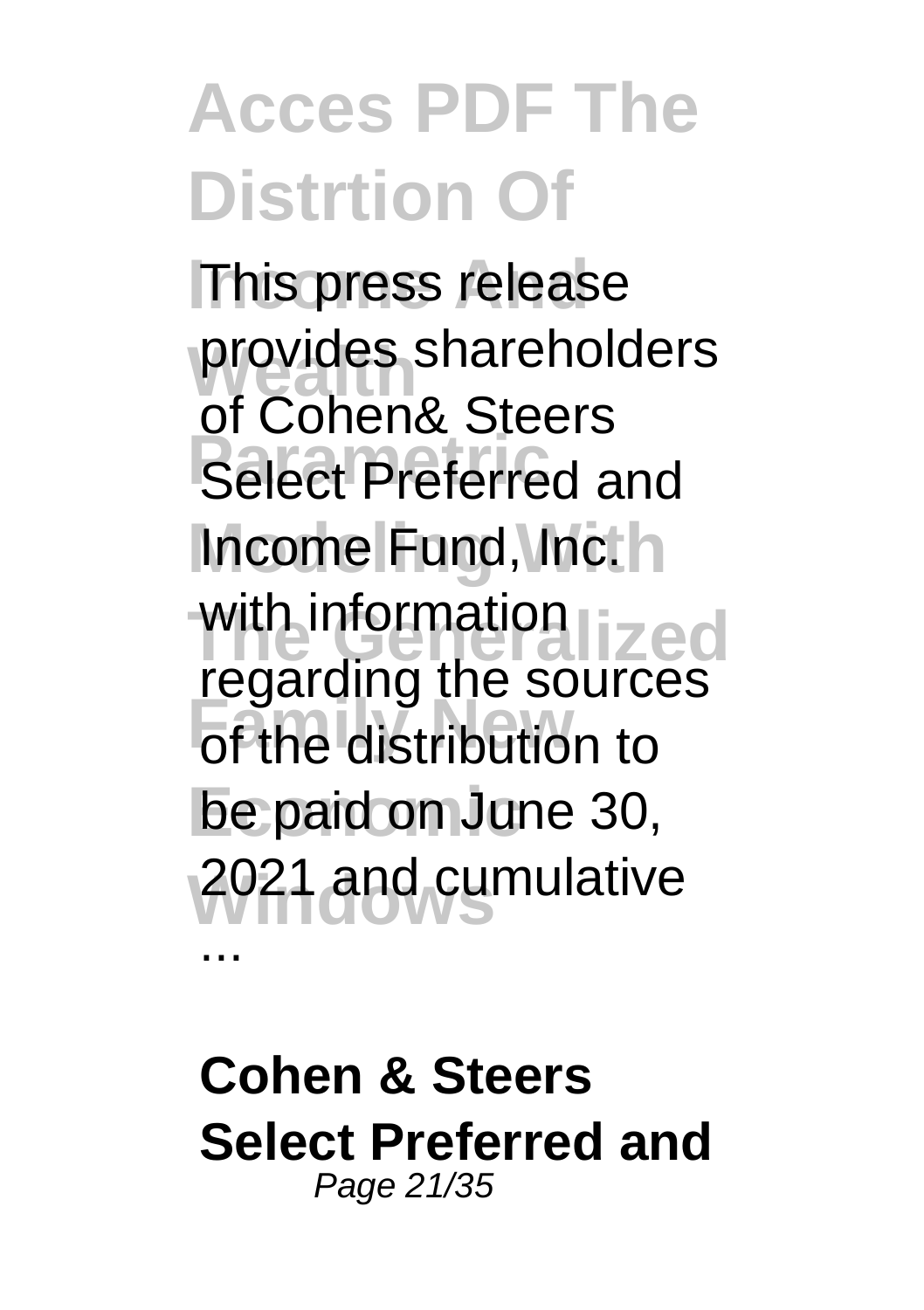This press release provides shareholders of Cohen& Steers Select Preferred and Income Fund, Inc. with information regarding the sources of the distribution to be paid on June 30, 2021 and cumulative ...

**Cohen & Steers Select Preferred and**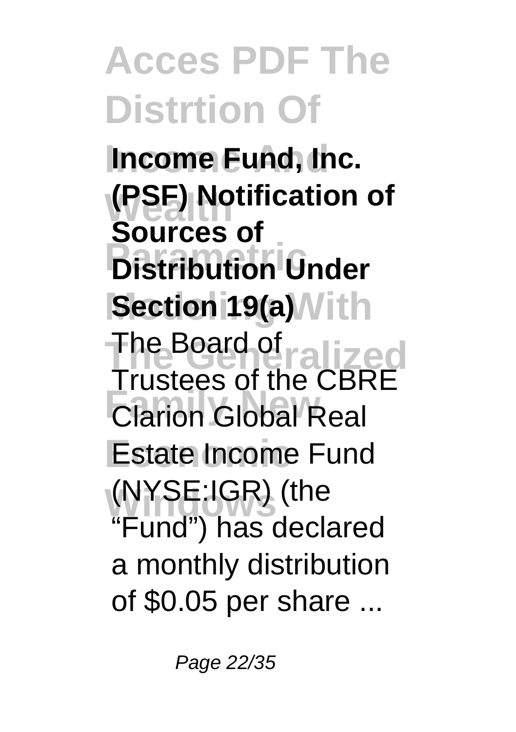**Income Fund, Inc. (PSF) Notification of Sources of Distribution Under Section 19(a)**

The Board of Trustees of the CBRE Clarion Global Real Estate Income Fund (NYSE:IGR) (the "Fund") has declared a monthly distribution of $0.05 per share ...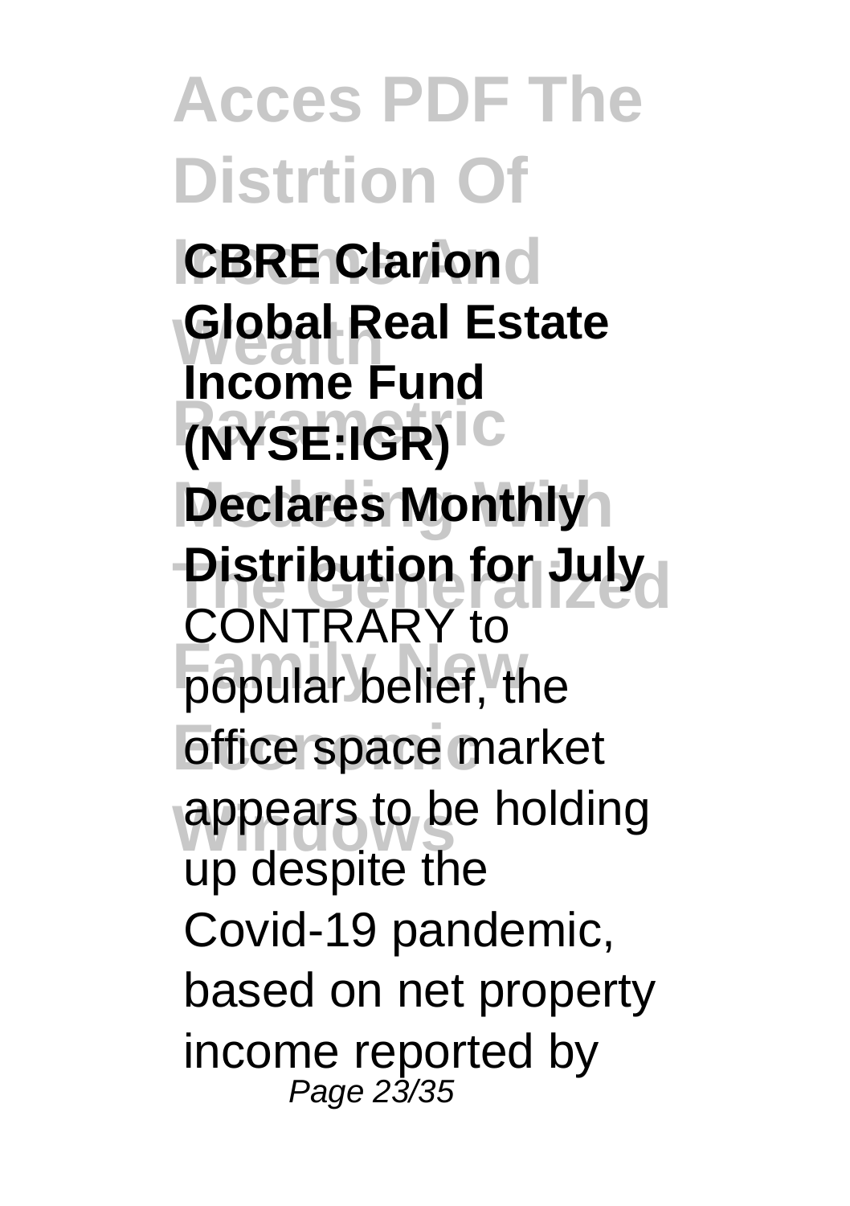**CBRE Clarion Global Real Estate Income Fund (NYSE:IGR) Declares Monthly Distribution for July**

CONTRARY to popular belief, the office space market appears to be holding up despite the Covid-19 pandemic, based on net property income reported by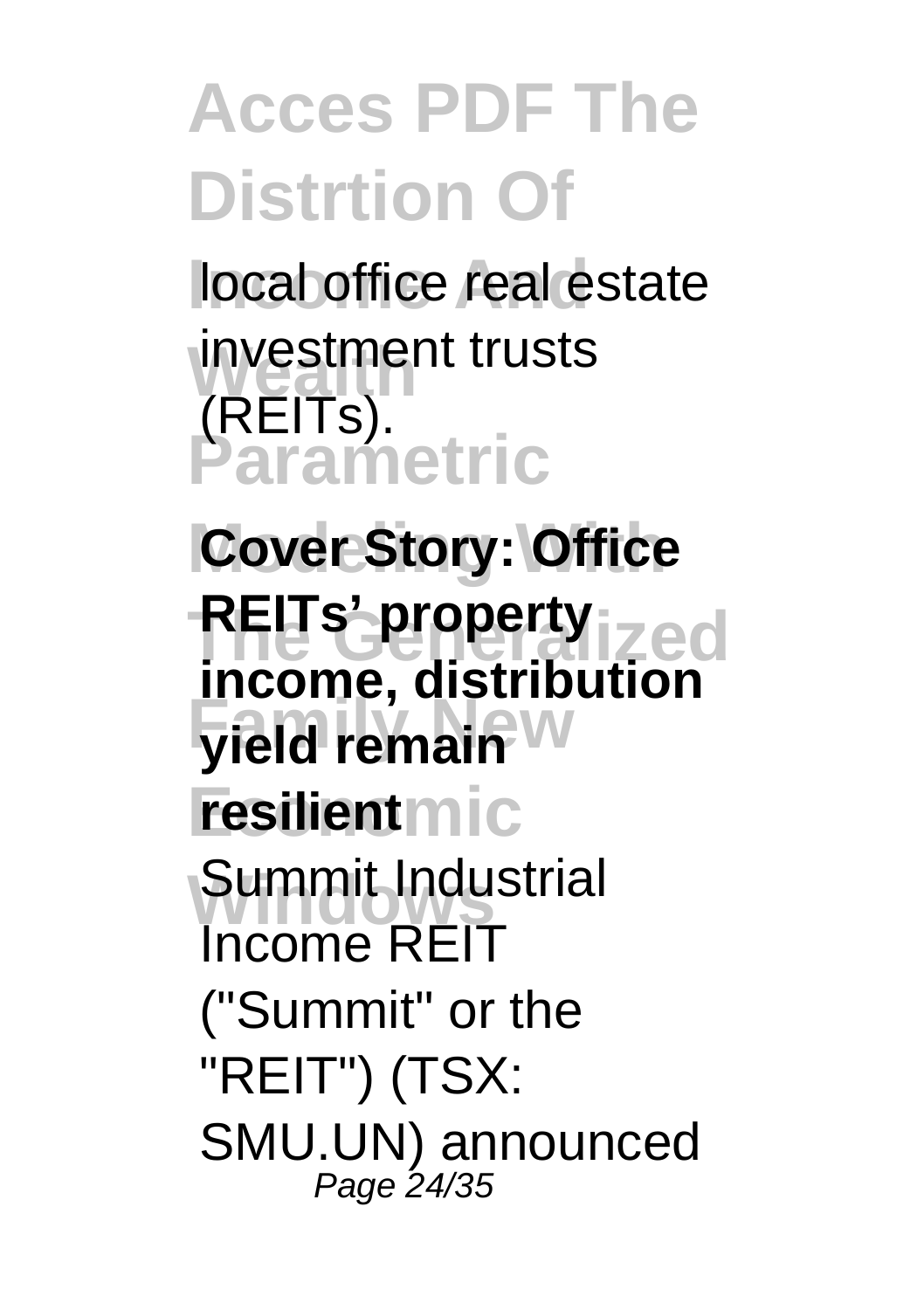local office real estate investment trusts (REITs).

**Cover Story: Office REITs' property income, distribution yield remain resilient**

Summit Industrial Income REIT ("Summit" or the "REIT") (TSX: SMU.UN) announced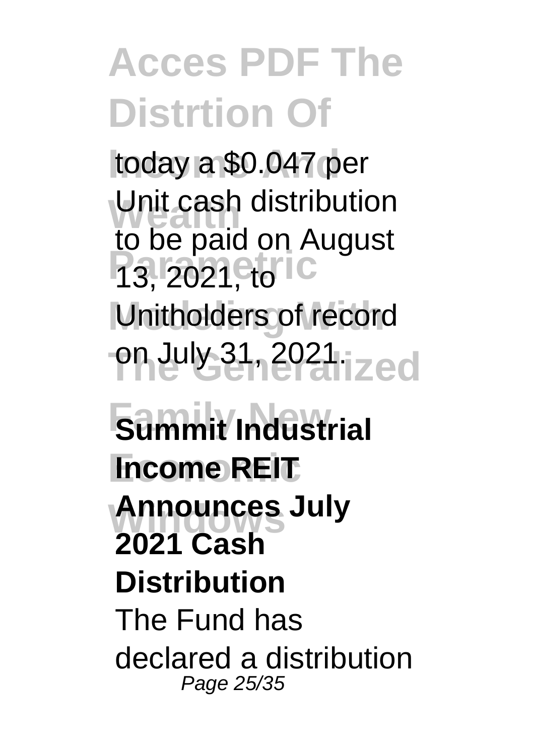today a $0.047 per Unit cash distribution to be paid on August 13, 2021, to Unitholders of record on July 31, 2021.

**Summit Industrial Income REIT Announces July 2021 Cash Distribution**

The Fund has declared a distribution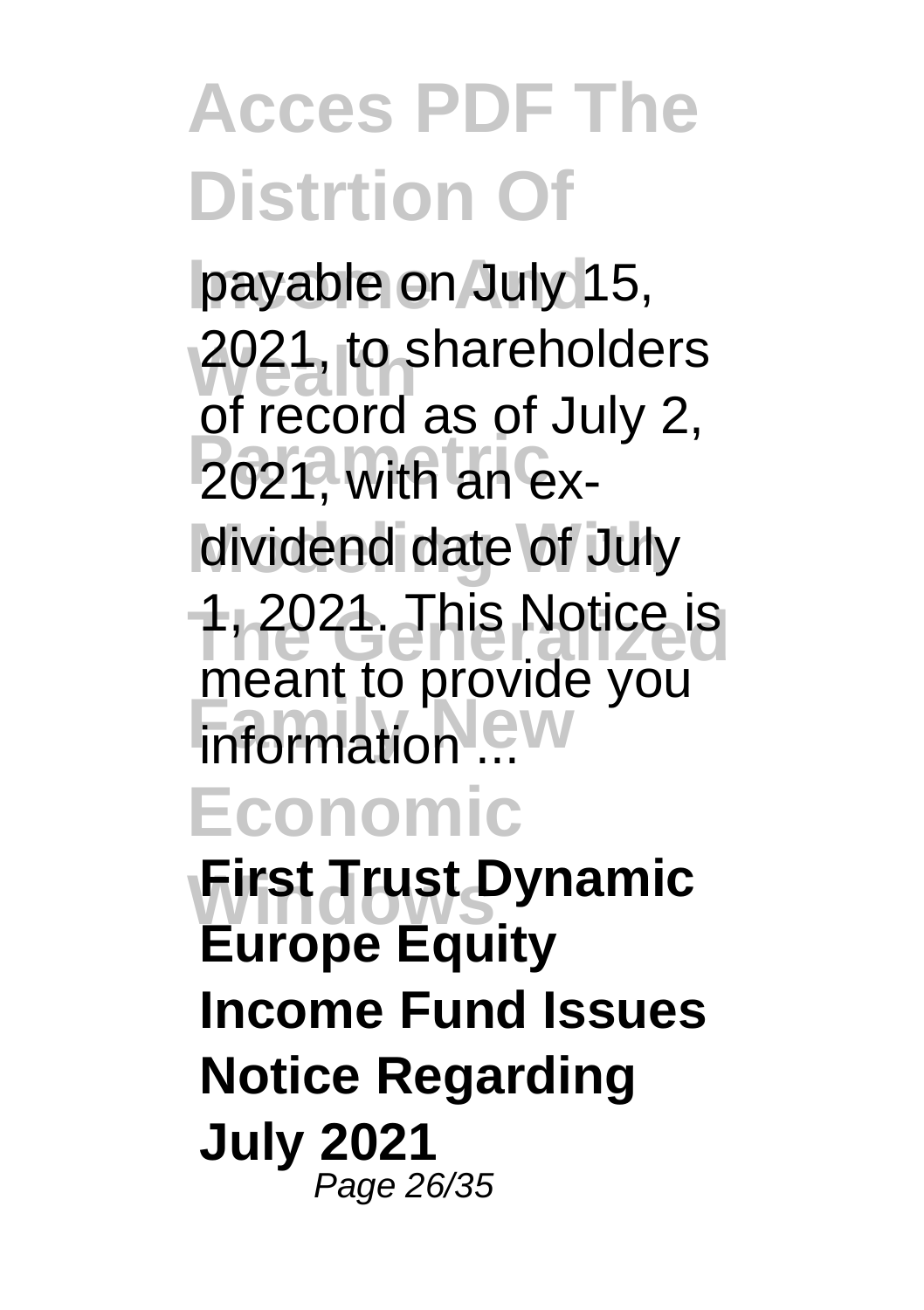payable on July 15, 2021, to shareholders of record as of July 2, 2021, with an ex-dividend date of July 1, 2021. This Notice is meant to provide you information ...

**First Trust Dynamic Europe Equity Income Fund Issues Notice Regarding July 2021**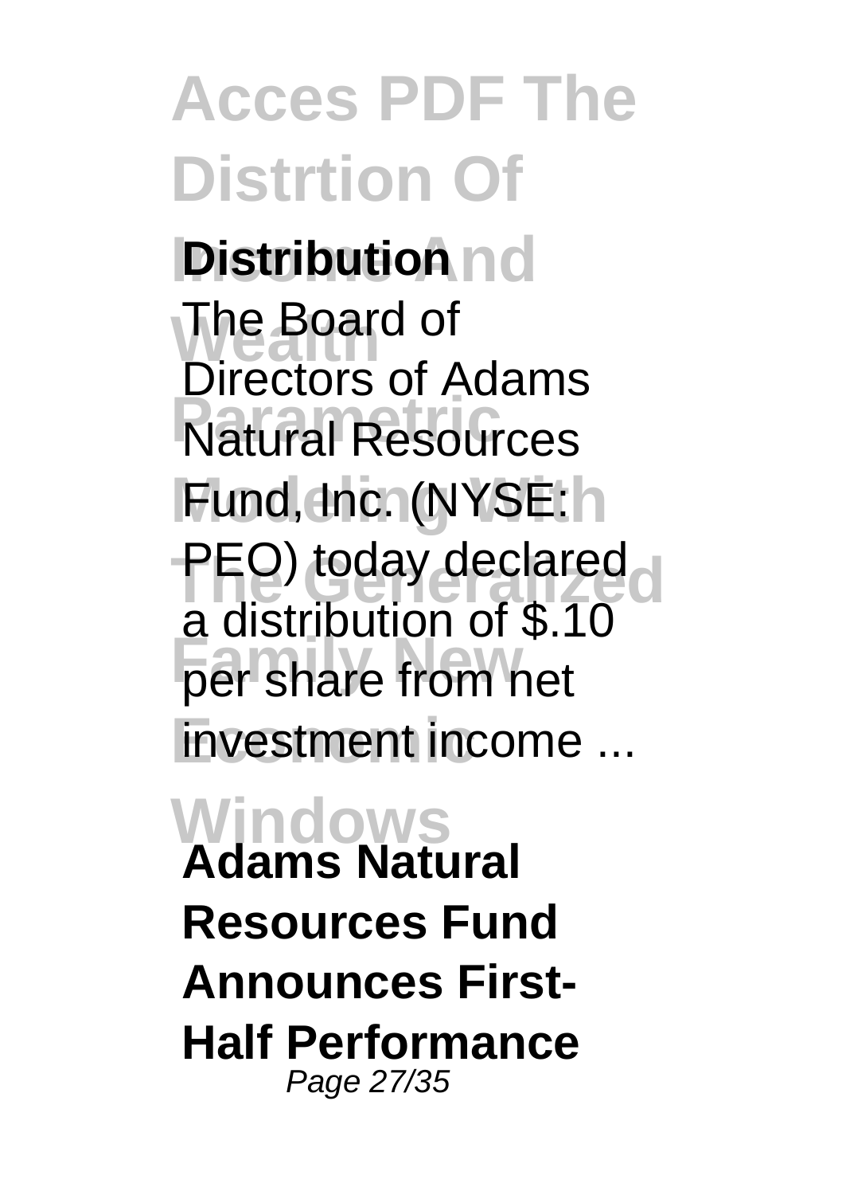**Distribution**

The Board of Directors of Adams Natural Resources Fund, Inc. (NYSE: PEO) today declared a distribution of $.10 per share from net investment income ...

**Adams Natural Resources Fund Announces First-Half Performance**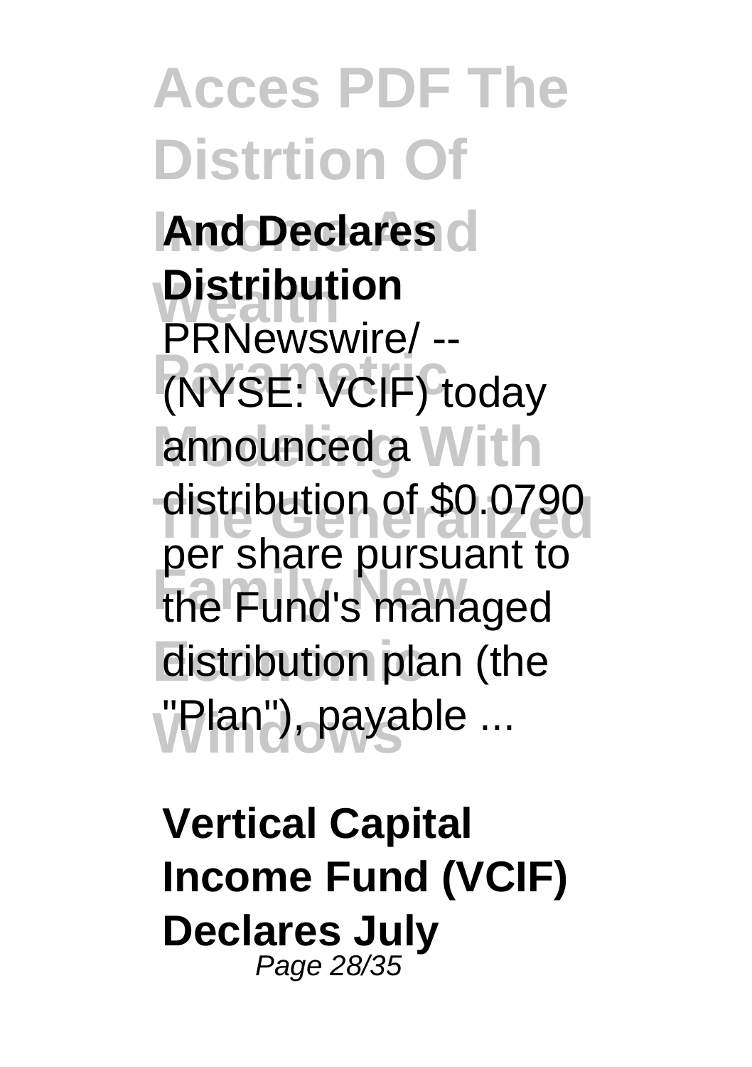**And Declares Distribution**

PRNewswire/ -- (NYSE: VCIF) today announced a distribution of $0.0790 per share pursuant to the Fund's managed distribution plan (the "Plan"), payable ...

**Vertical Capital Income Fund (VCIF) Declares July**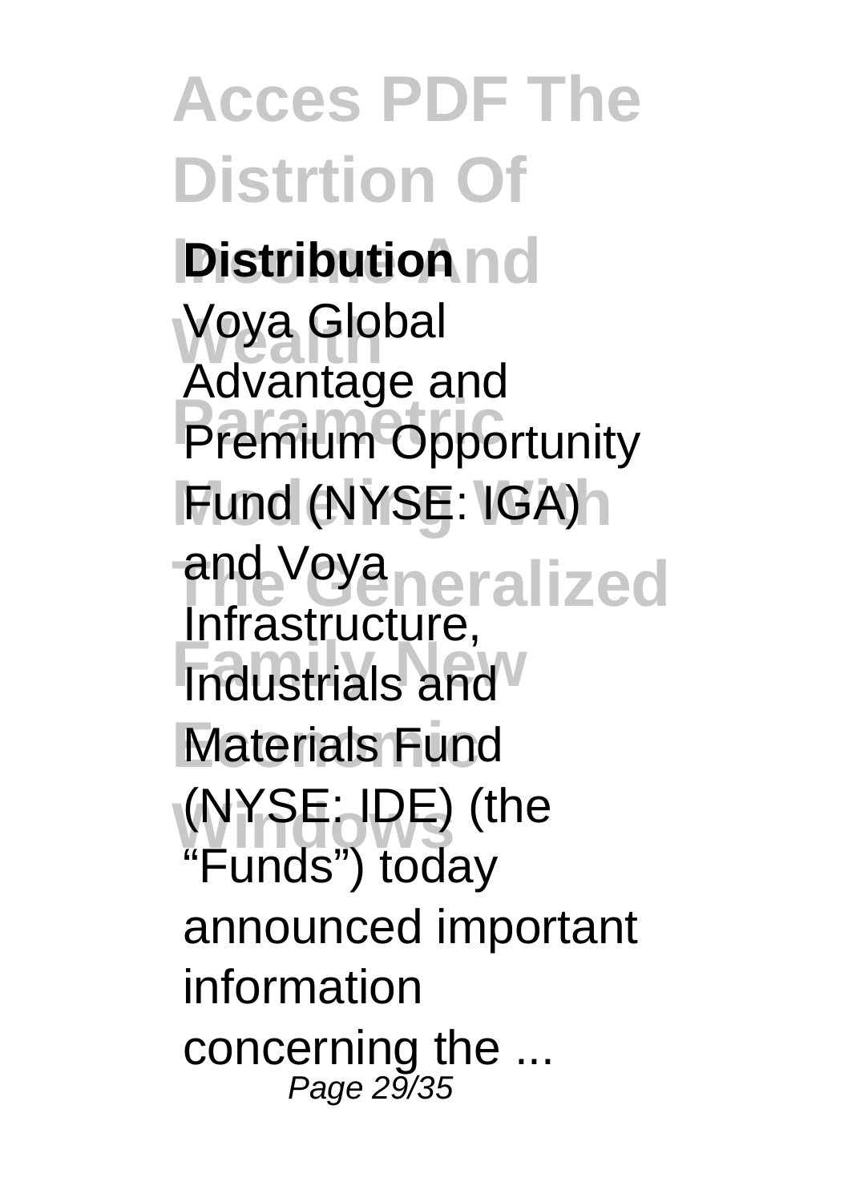**Distribution**

Voya Global Advantage and Premium Opportunity Fund (NYSE: IGA) and Voya Infrastructure, Industrials and Materials Fund (NYSE: IDE) (the "Funds") today announced important information concerning the ...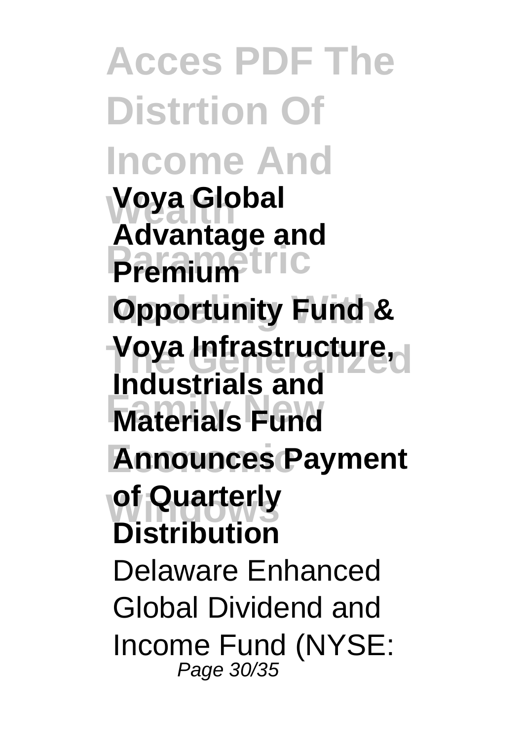**Voya Global Advantage and Premium Opportunity Fund & Voya Infrastructure, Industrials and Materials Fund Announces Payment of Quarterly Distribution**

Delaware Enhanced Global Dividend and Income Fund (NYSE: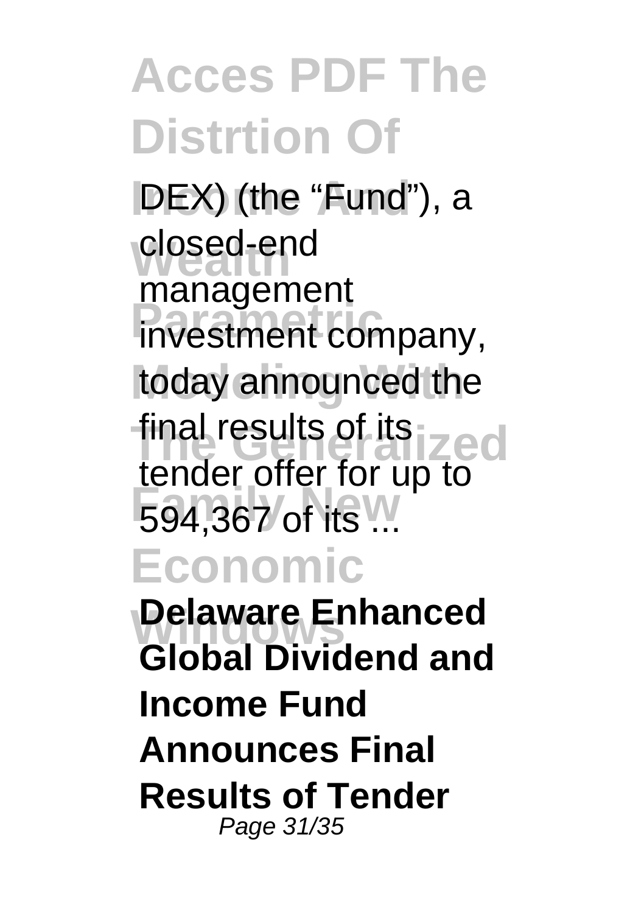DEX) (the "Fund"), a closed-end management investment company, today announced the final results of its tender offer for up to 594,367 of its ...

**Delaware Enhanced Global Dividend and Income Fund Announces Final Results of Tender**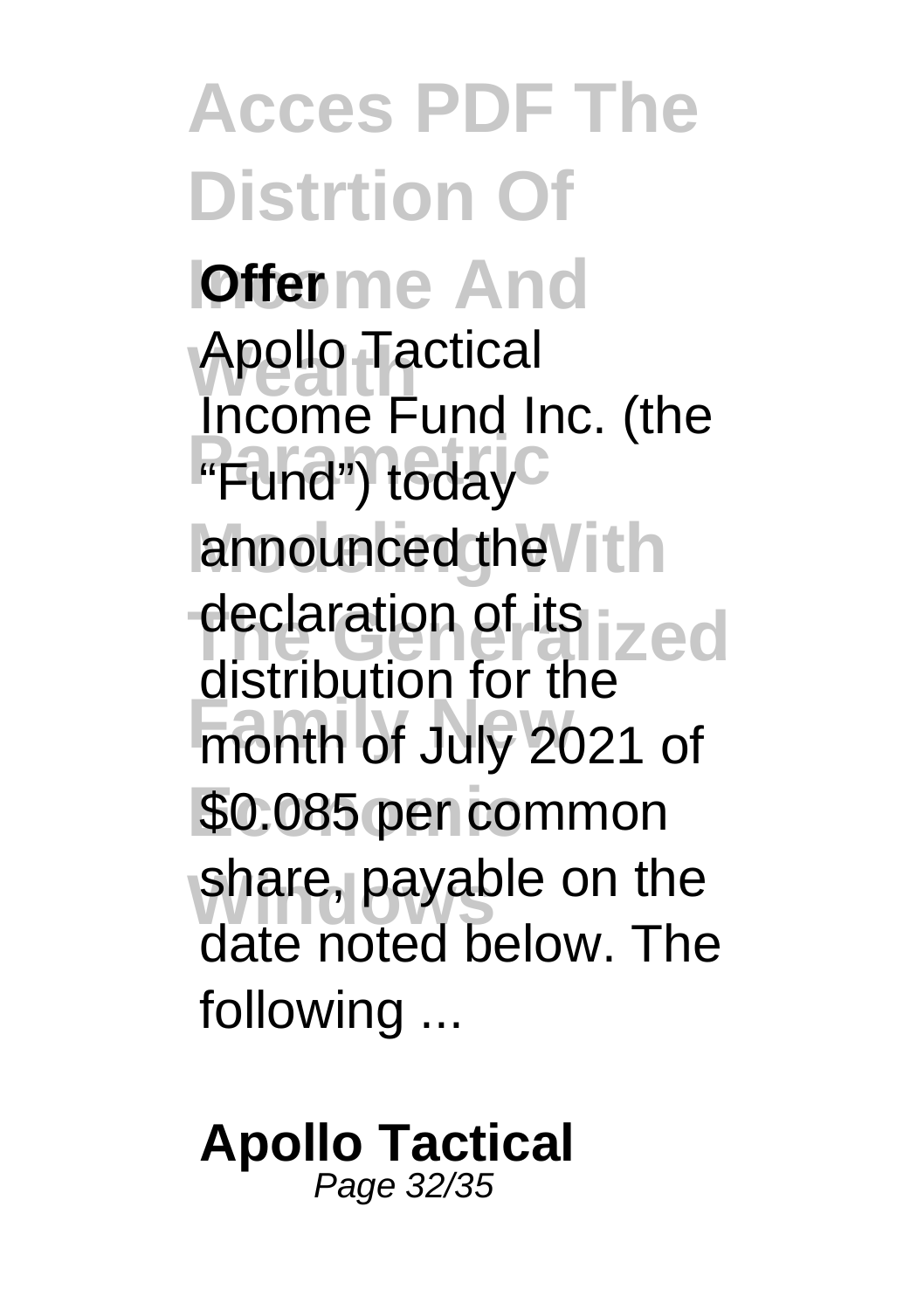**Offer**

Apollo Tactical Income Fund Inc. (the "Fund") today announced the declaration of its distribution for the month of July 2021 of $0.085 per common share, payable on the date noted below. The following ...

**Apollo Tactical**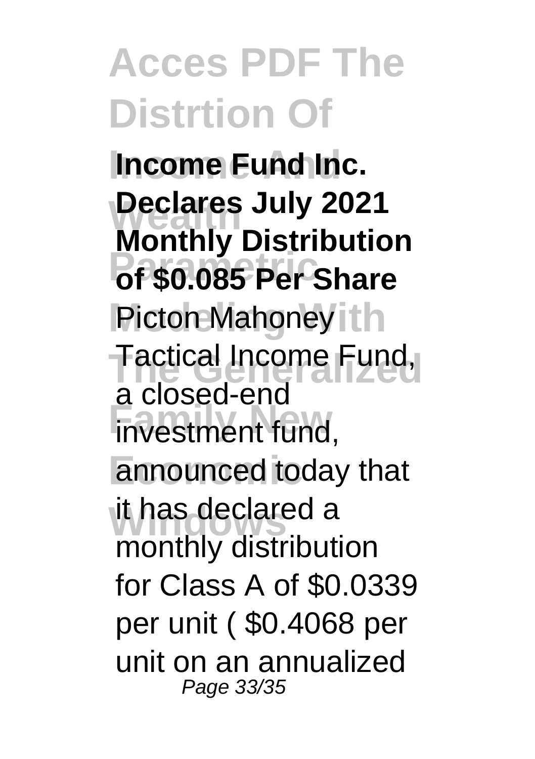**Income Fund Inc. Declares July 2021 Monthly Distribution of $0.085 Per Share**

Picton Mahoney Tactical Income Fund, a closed-end investment fund, announced today that it has declared a monthly distribution for Class A of $0.0339 per unit ( $0.4068 per unit on an annualized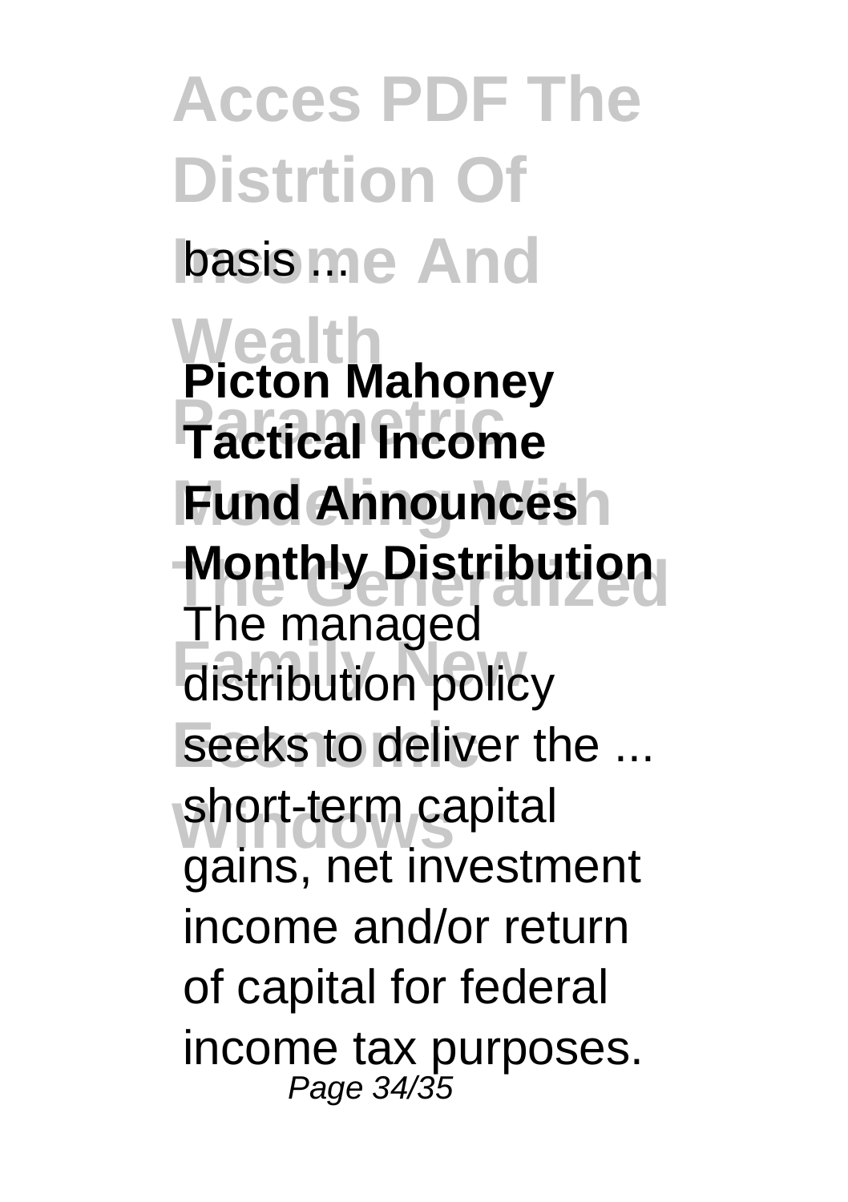basis ...

**Picton Mahoney Tactical Income Fund Announces Monthly Distribution**

The managed distribution policy seeks to deliver the ... short-term capital gains, net investment income and/or return of capital for federal income tax purposes.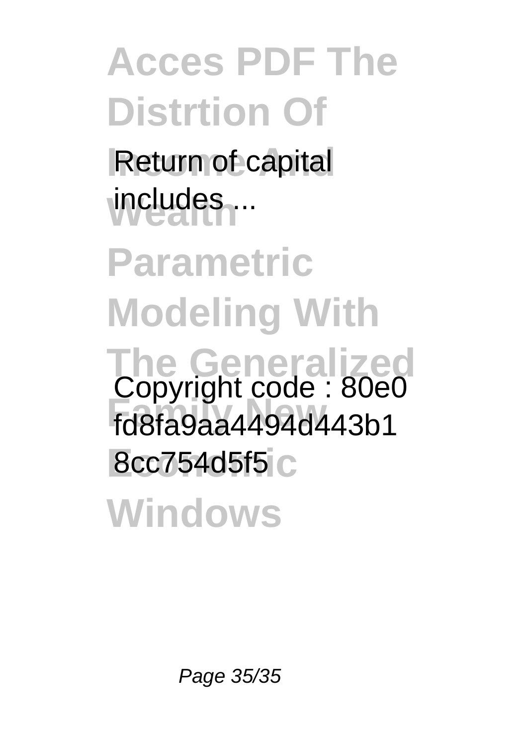Return of capital includes ...

Copyright code : 80e0fd8fa9aa4494d443b18cc754d5f5